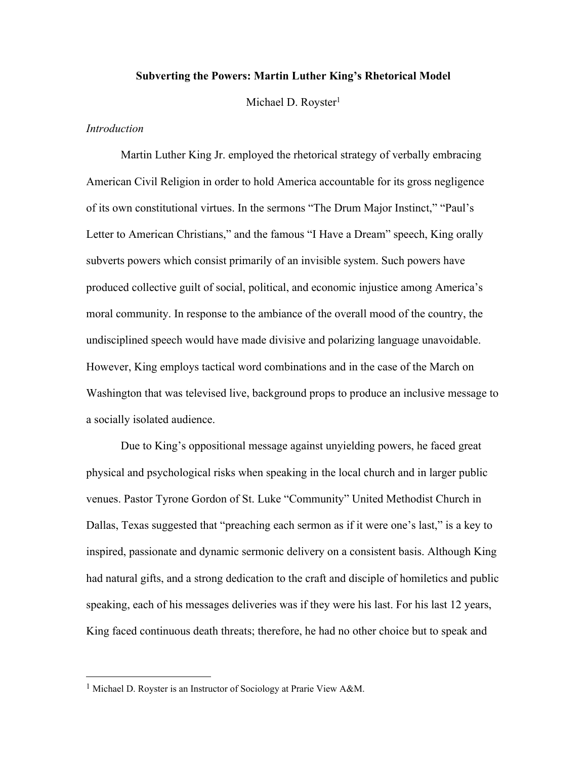# Subverting the Powers: Martin Luther King's Rhetorical Model

Michael D. Royster[1]

*Introduction*

Martin Luther King Jr. employed the rhetorical strategy of verbally embracing American Civil Religion in order to hold America accountable for its gross negligence of its own constitutional virtues. In the sermons "The Drum Major Instinct," "Paul's Letter to American Christians," and the famous "I Have a Dream" speech, King orally subverts powers which consist primarily of an invisible system. Such powers have produced collective guilt of social, political, and economic injustice among America's moral community. In response to the ambiance of the overall mood of the country, the undisciplined speech would have made divisive and polarizing language unavoidable. However, King employs tactical word combinations and in the case of the March on Washington that was televised live, background props to produce an inclusive message to a socially isolated audience.

Due to King's oppositional message against unyielding powers, he faced great physical and psychological risks when speaking in the local church and in larger public venues. Pastor Tyrone Gordon of St. Luke "Community" United Methodist Church in Dallas, Texas suggested that "preaching each sermon as if it were one's last," is a key to inspired, passionate and dynamic sermonic delivery on a consistent basis. Although King had natural gifts, and a strong dedication to the craft and disciple of homiletics and public speaking, each of his messages deliveries was if they were his last. For his last 12 years, King faced continuous death threats; therefore, he had no other choice but to speak and

---

[1] Michael D. Royster is an Instructor of Sociology at Prarie View A&M.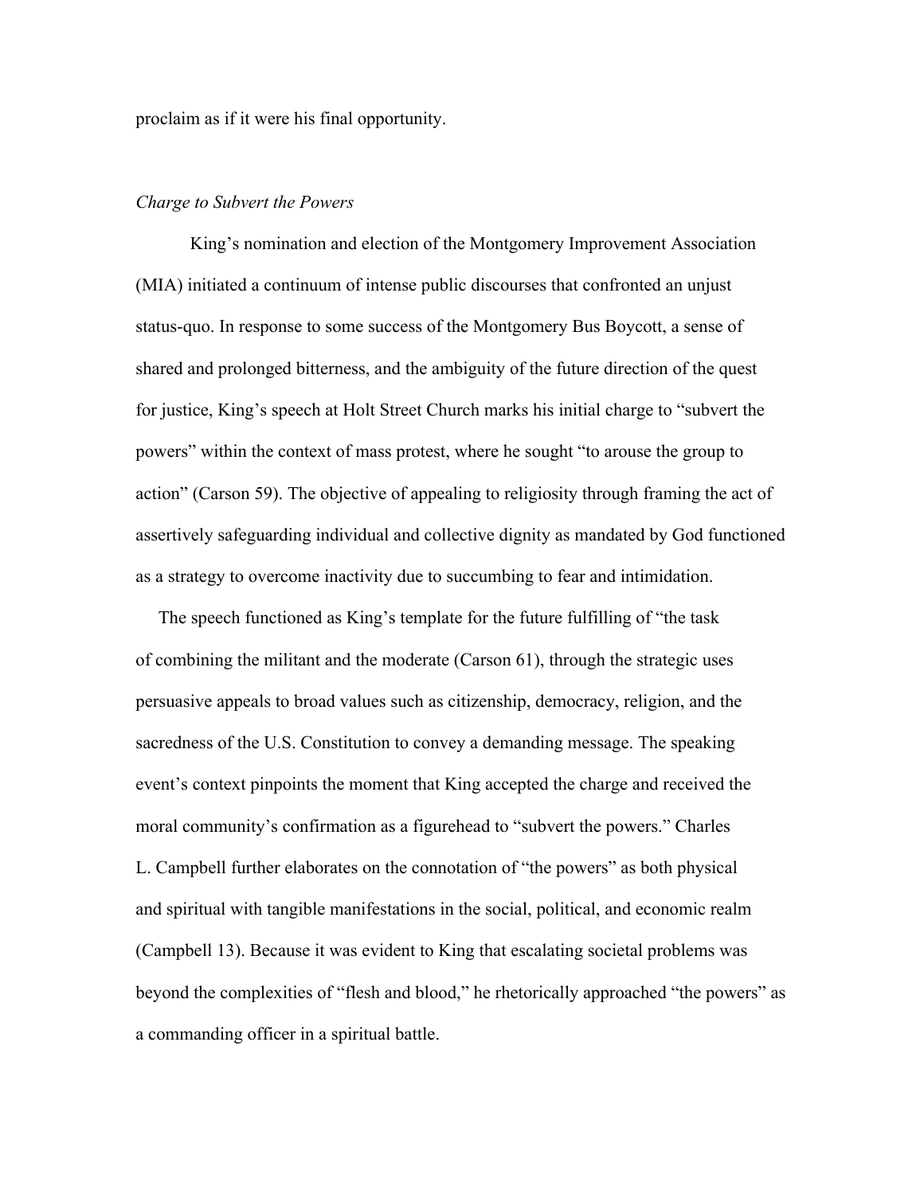proclaim as if it were his final opportunity.

*Charge to Subvert the Powers*

King's nomination and election of the Montgomery Improvement Association (MIA) initiated a continuum of intense public discourses that confronted an unjust status-quo. In response to some success of the Montgomery Bus Boycott, a sense of shared and prolonged bitterness, and the ambiguity of the future direction of the quest for justice, King's speech at Holt Street Church marks his initial charge to "subvert the powers" within the context of mass protest, where he sought "to arouse the group to action" (Carson 59). The objective of appealing to religiosity through framing the act of assertively safeguarding individual and collective dignity as mandated by God functioned as a strategy to overcome inactivity due to succumbing to fear and intimidation.

The speech functioned as King's template for the future fulfilling of "the task of combining the militant and the moderate (Carson 61), through the strategic uses persuasive appeals to broad values such as citizenship, democracy, religion, and the sacredness of the U.S. Constitution to convey a demanding message. The speaking event's context pinpoints the moment that King accepted the charge and received the moral community's confirmation as a figurehead to "subvert the powers." Charles L. Campbell further elaborates on the connotation of "the powers" as both physical and spiritual with tangible manifestations in the social, political, and economic realm (Campbell 13). Because it was evident to King that escalating societal problems was beyond the complexities of "flesh and blood," he rhetorically approached "the powers" as a commanding officer in a spiritual battle.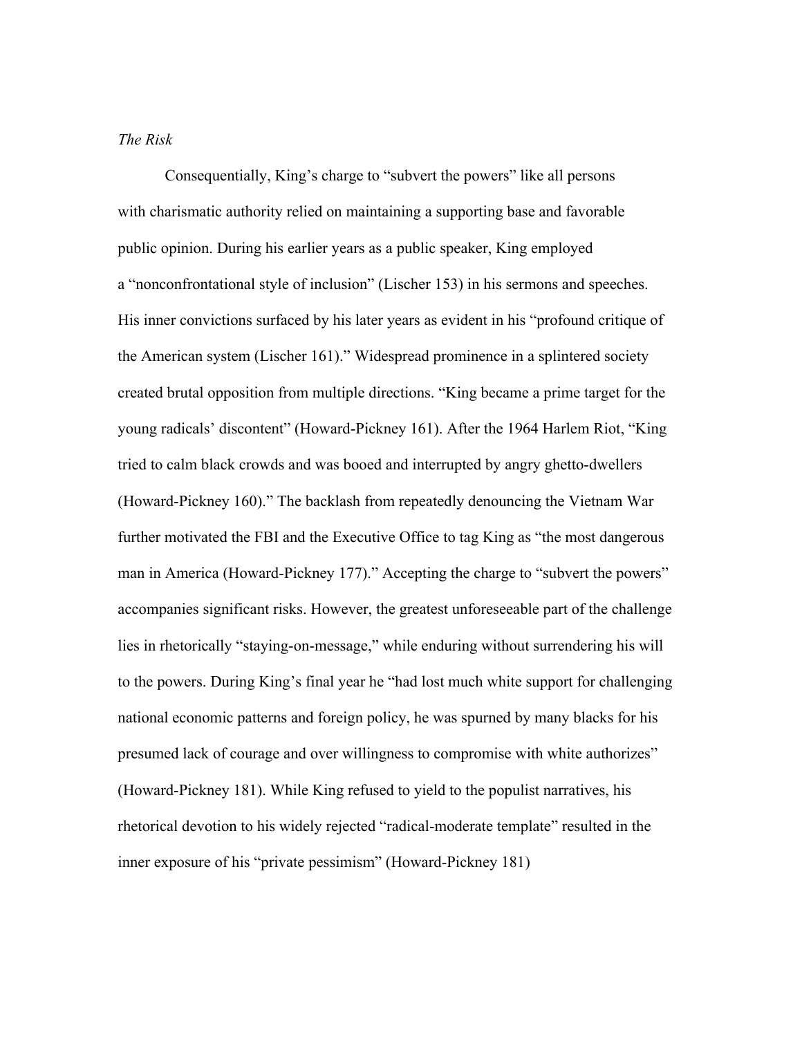*The Risk*

Consequentially, King's charge to "subvert the powers" like all persons with charismatic authority relied on maintaining a supporting base and favorable public opinion. During his earlier years as a public speaker, King employed a "nonconfrontational style of inclusion" (Lischer 153) in his sermons and speeches. His inner convictions surfaced by his later years as evident in his "profound critique of the American system (Lischer 161)." Widespread prominence in a splintered society created brutal opposition from multiple directions. "King became a prime target for the young radicals' discontent" (Howard-Pickney 161). After the 1964 Harlem Riot, "King tried to calm black crowds and was booed and interrupted by angry ghetto-dwellers (Howard-Pickney 160)." The backlash from repeatedly denouncing the Vietnam War further motivated the FBI and the Executive Office to tag King as "the most dangerous man in America (Howard-Pickney 177)." Accepting the charge to "subvert the powers" accompanies significant risks. However, the greatest unforeseeable part of the challenge lies in rhetorically "staying-on-message," while enduring without surrendering his will to the powers. During King's final year he "had lost much white support for challenging national economic patterns and foreign policy, he was spurned by many blacks for his presumed lack of courage and over willingness to compromise with white authorizes" (Howard-Pickney 181). While King refused to yield to the populist narratives, his rhetorical devotion to his widely rejected "radical-moderate template" resulted in the inner exposure of his "private pessimism" (Howard-Pickney 181)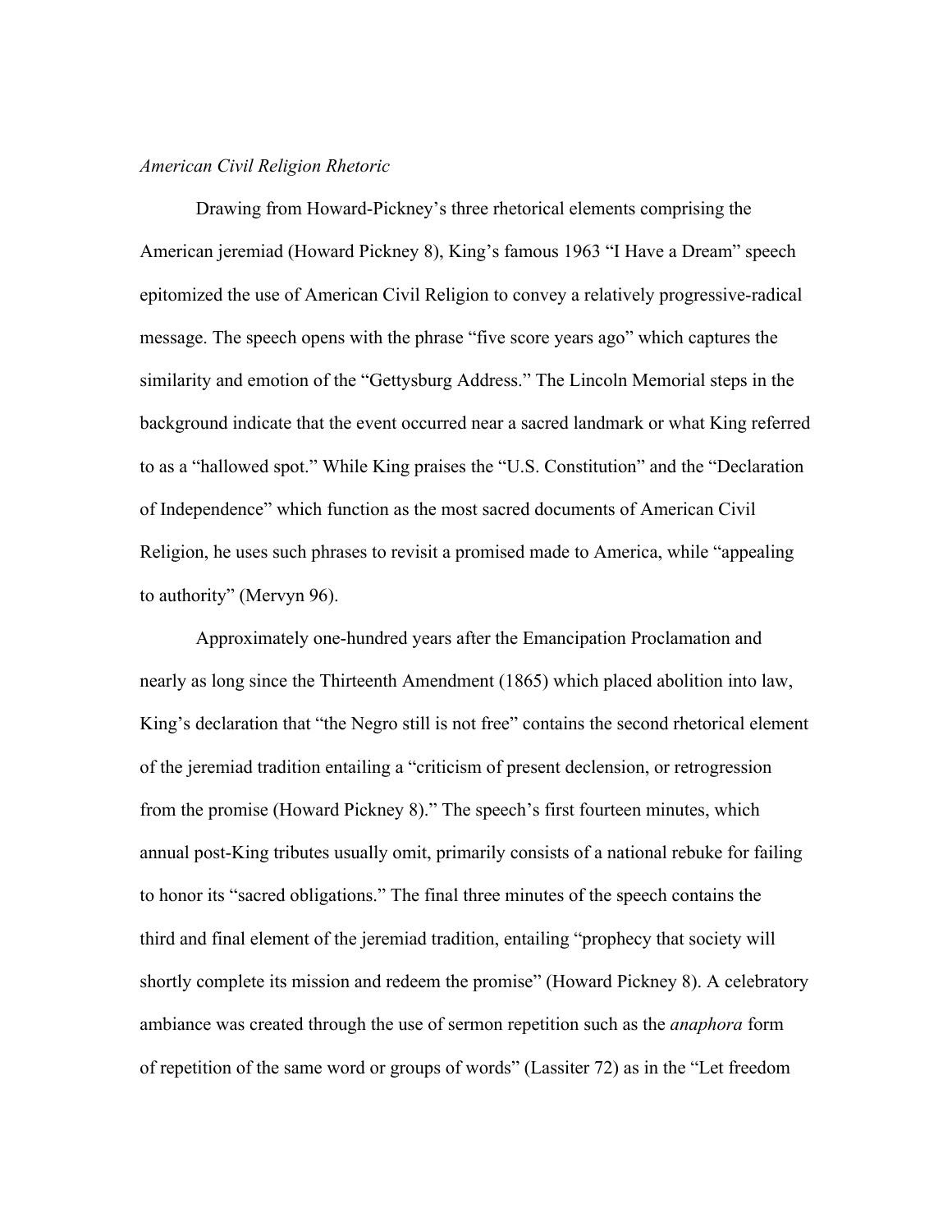*American Civil Religion Rhetoric*

Drawing from Howard-Pickney's three rhetorical elements comprising the American jeremiad (Howard Pickney 8), King's famous 1963 "I Have a Dream" speech epitomized the use of American Civil Religion to convey a relatively progressive-radical message. The speech opens with the phrase "five score years ago" which captures the similarity and emotion of the "Gettysburg Address." The Lincoln Memorial steps in the background indicate that the event occurred near a sacred landmark or what King referred to as a "hallowed spot." While King praises the "U.S. Constitution" and the "Declaration of Independence" which function as the most sacred documents of American Civil Religion, he uses such phrases to revisit a promised made to America, while "appealing to authority" (Mervyn 96).

Approximately one-hundred years after the Emancipation Proclamation and nearly as long since the Thirteenth Amendment (1865) which placed abolition into law, King's declaration that "the Negro still is not free" contains the second rhetorical element of the jeremiad tradition entailing a "criticism of present declension, or retrogression from the promise (Howard Pickney 8)." The speech's first fourteen minutes, which annual post-King tributes usually omit, primarily consists of a national rebuke for failing to honor its "sacred obligations." The final three minutes of the speech contains the third and final element of the jeremiad tradition, entailing "prophecy that society will shortly complete its mission and redeem the promise" (Howard Pickney 8). A celebratory ambiance was created through the use of sermon repetition such as the *anaphora* form of repetition of the same word or groups of words" (Lassiter 72) as in the "Let freedom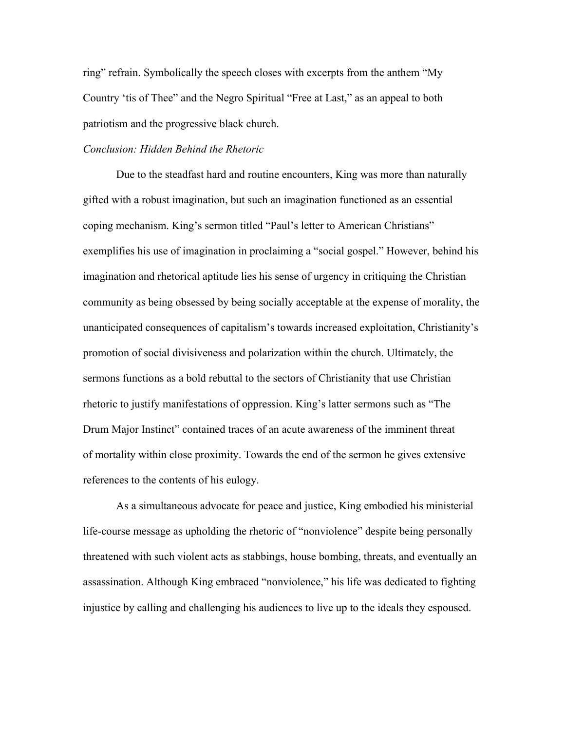ring" refrain. Symbolically the speech closes with excerpts from the anthem "My Country 'tis of Thee" and the Negro Spiritual "Free at Last," as an appeal to both patriotism and the progressive black church.

*Conclusion: Hidden Behind the Rhetoric*

Due to the steadfast hard and routine encounters, King was more than naturally gifted with a robust imagination, but such an imagination functioned as an essential coping mechanism. King's sermon titled "Paul's letter to American Christians" exemplifies his use of imagination in proclaiming a "social gospel." However, behind his imagination and rhetorical aptitude lies his sense of urgency in critiquing the Christian community as being obsessed by being socially acceptable at the expense of morality, the unanticipated consequences of capitalism's towards increased exploitation, Christianity's promotion of social divisiveness and polarization within the church. Ultimately, the sermons functions as a bold rebuttal to the sectors of Christianity that use Christian rhetoric to justify manifestations of oppression. King's latter sermons such as "The Drum Major Instinct" contained traces of an acute awareness of the imminent threat of mortality within close proximity. Towards the end of the sermon he gives extensive references to the contents of his eulogy.

As a simultaneous advocate for peace and justice, King embodied his ministerial life-course message as upholding the rhetoric of "nonviolence" despite being personally threatened with such violent acts as stabbings, house bombing, threats, and eventually an assassination. Although King embraced "nonviolence," his life was dedicated to fighting injustice by calling and challenging his audiences to live up to the ideals they espoused.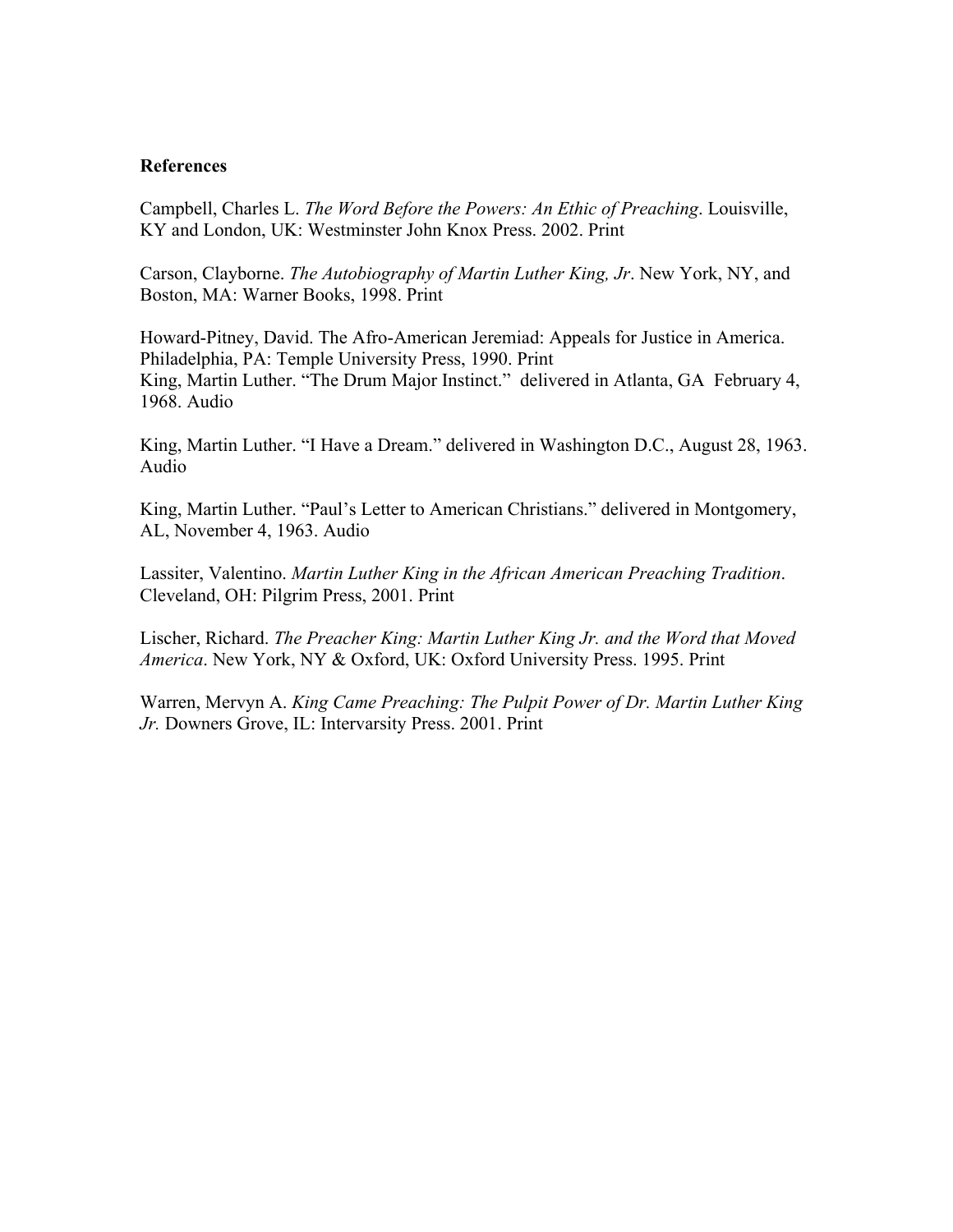**References**

Campbell, Charles L. *The Word Before the Powers: An Ethic of Preaching*. Louisville, KY and London, UK: Westminster John Knox Press. 2002. Print

Carson, Clayborne. *The Autobiography of Martin Luther King, Jr*. New York, NY, and Boston, MA: Warner Books, 1998. Print

Howard-Pitney, David. The Afro-American Jeremiad: Appeals for Justice in America. Philadelphia, PA: Temple University Press, 1990. Print
King, Martin Luther. "The Drum Major Instinct." delivered in Atlanta, GA February 4, 1968. Audio

King, Martin Luther. "I Have a Dream." delivered in Washington D.C., August 28, 1963. Audio

King, Martin Luther. "Paul's Letter to American Christians." delivered in Montgomery, AL, November 4, 1963. Audio

Lassiter, Valentino. *Martin Luther King in the African American Preaching Tradition*. Cleveland, OH: Pilgrim Press, 2001. Print

Lischer, Richard. *The Preacher King: Martin Luther King Jr. and the Word that Moved America*. New York, NY & Oxford, UK: Oxford University Press. 1995. Print

Warren, Mervyn A. *King Came Preaching: The Pulpit Power of Dr. Martin Luther King Jr.* Downers Grove, IL: Intervarsity Press. 2001. Print